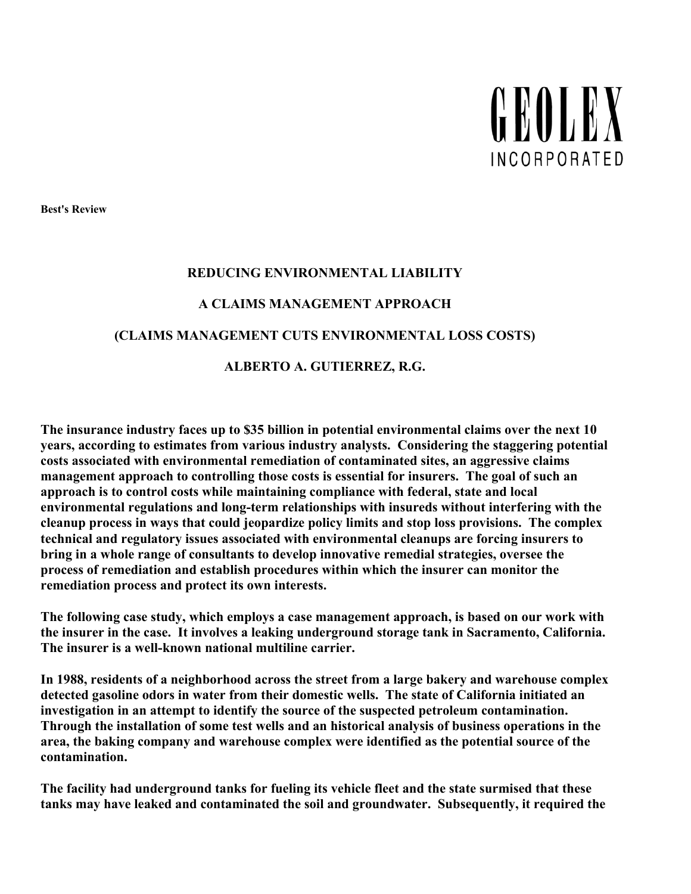GEOLEX
INCORPORATED

**Best's Review**

# REDUCING ENVIRONMENTAL LIABILITY

## A CLAIMS MANAGEMENT APPROACH

## (CLAIMS MANAGEMENT CUTS ENVIRONMENTAL LOSS COSTS)

**ALBERTO A. GUTIERREZ, R.G.**

**The insurance industry faces up to $35 billion in potential environmental claims over the next 10 years, according to estimates from various industry analysts. Considering the staggering potential costs associated with environmental remediation of contaminated sites, an aggressive claims management approach to controlling those costs is essential for insurers. The goal of such an approach is to control costs while maintaining compliance with federal, state and local environmental regulations and long-term relationships with insureds without interfering with the cleanup process in ways that could jeopardize policy limits and stop loss provisions. The complex technical and regulatory issues associated with environmental cleanups are forcing insurers to bring in a whole range of consultants to develop innovative remedial strategies, oversee the process of remediation and establish procedures within which the insurer can monitor the remediation process and protect its own interests.**

**The following case study, which employs a case management approach, is based on our work with the insurer in the case. It involves a leaking underground storage tank in Sacramento, California. The insurer is a well-known national multiline carrier.**

**In 1988, residents of a neighborhood across the street from a large bakery and warehouse complex detected gasoline odors in water from their domestic wells. The state of California initiated an investigation in an attempt to identify the source of the suspected petroleum contamination. Through the installation of some test wells and an historical analysis of business operations in the area, the baking company and warehouse complex were identified as the potential source of the contamination.**

**The facility had underground tanks for fueling its vehicle fleet and the state surmised that these tanks may have leaked and contaminated the soil and groundwater. Subsequently, it required the**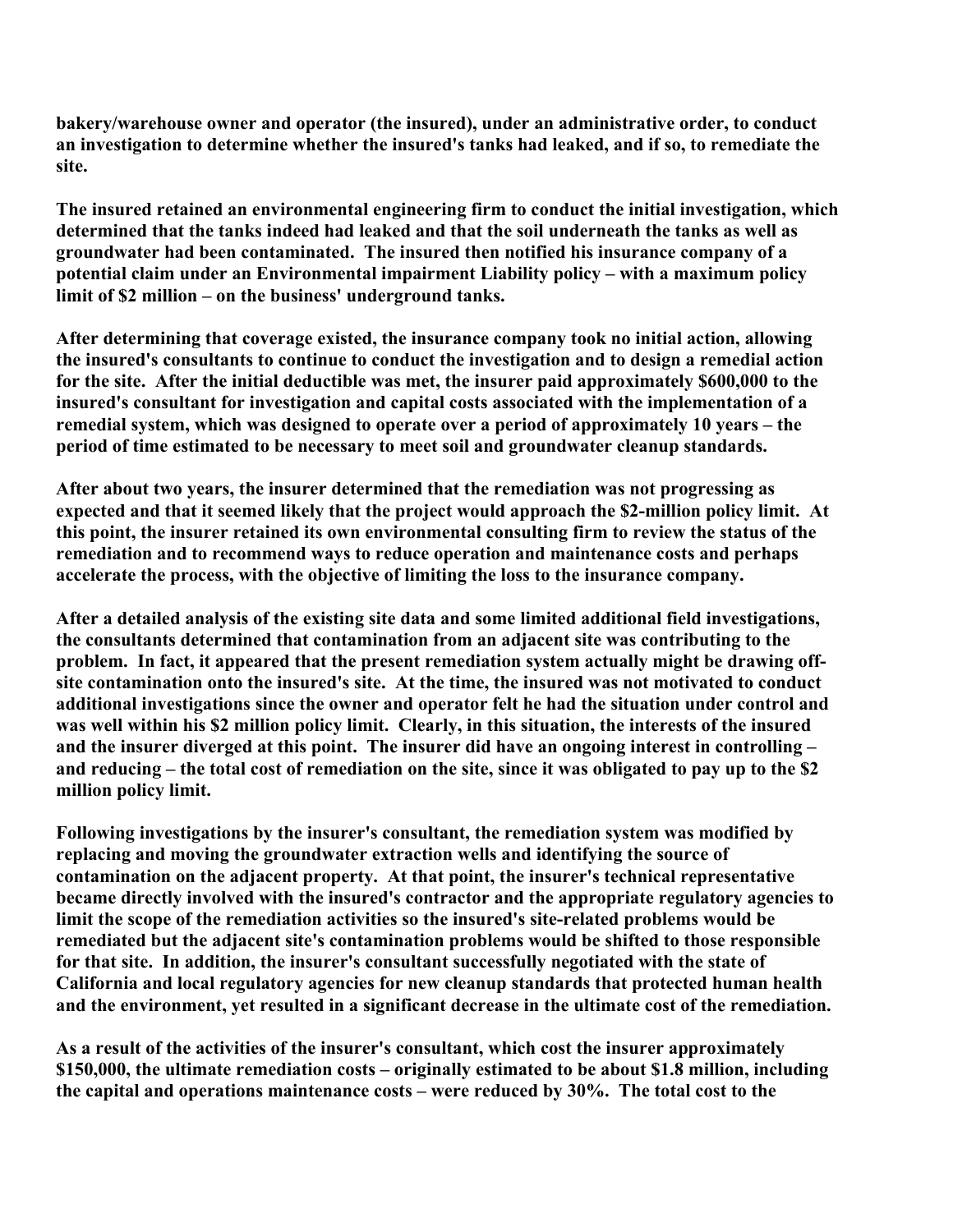**bakery/warehouse owner and operator (the insured), under an administrative order, to conduct an investigation to determine whether the insured's tanks had leaked, and if so, to remediate the site.**

**The insured retained an environmental engineering firm to conduct the initial investigation, which determined that the tanks indeed had leaked and that the soil underneath the tanks as well as groundwater had been contaminated. The insured then notified his insurance company of a potential claim under an Environmental impairment Liability policy – with a maximum policy limit of $2 million – on the business' underground tanks.**

**After determining that coverage existed, the insurance company took no initial action, allowing the insured's consultants to continue to conduct the investigation and to design a remedial action for the site. After the initial deductible was met, the insurer paid approximately $600,000 to the insured's consultant for investigation and capital costs associated with the implementation of a remedial system, which was designed to operate over a period of approximately 10 years – the period of time estimated to be necessary to meet soil and groundwater cleanup standards.**

**After about two years, the insurer determined that the remediation was not progressing as expected and that it seemed likely that the project would approach the $2-million policy limit. At this point, the insurer retained its own environmental consulting firm to review the status of the remediation and to recommend ways to reduce operation and maintenance costs and perhaps accelerate the process, with the objective of limiting the loss to the insurance company.**

**After a detailed analysis of the existing site data and some limited additional field investigations, the consultants determined that contamination from an adjacent site was contributing to the problem. In fact, it appeared that the present remediation system actually might be drawing off-site contamination onto the insured's site. At the time, the insured was not motivated to conduct additional investigations since the owner and operator felt he had the situation under control and was well within his $2 million policy limit. Clearly, in this situation, the interests of the insured and the insurer diverged at this point. The insurer did have an ongoing interest in controlling – and reducing – the total cost of remediation on the site, since it was obligated to pay up to the $2 million policy limit.**

**Following investigations by the insurer's consultant, the remediation system was modified by replacing and moving the groundwater extraction wells and identifying the source of contamination on the adjacent property. At that point, the insurer's technical representative became directly involved with the insured's contractor and the appropriate regulatory agencies to limit the scope of the remediation activities so the insured's site-related problems would be remediated but the adjacent site's contamination problems would be shifted to those responsible for that site. In addition, the insurer's consultant successfully negotiated with the state of California and local regulatory agencies for new cleanup standards that protected human health and the environment, yet resulted in a significant decrease in the ultimate cost of the remediation.**

**As a result of the activities of the insurer's consultant, which cost the insurer approximately $150,000, the ultimate remediation costs – originally estimated to be about $1.8 million, including the capital and operations maintenance costs – were reduced by 30%. The total cost to the**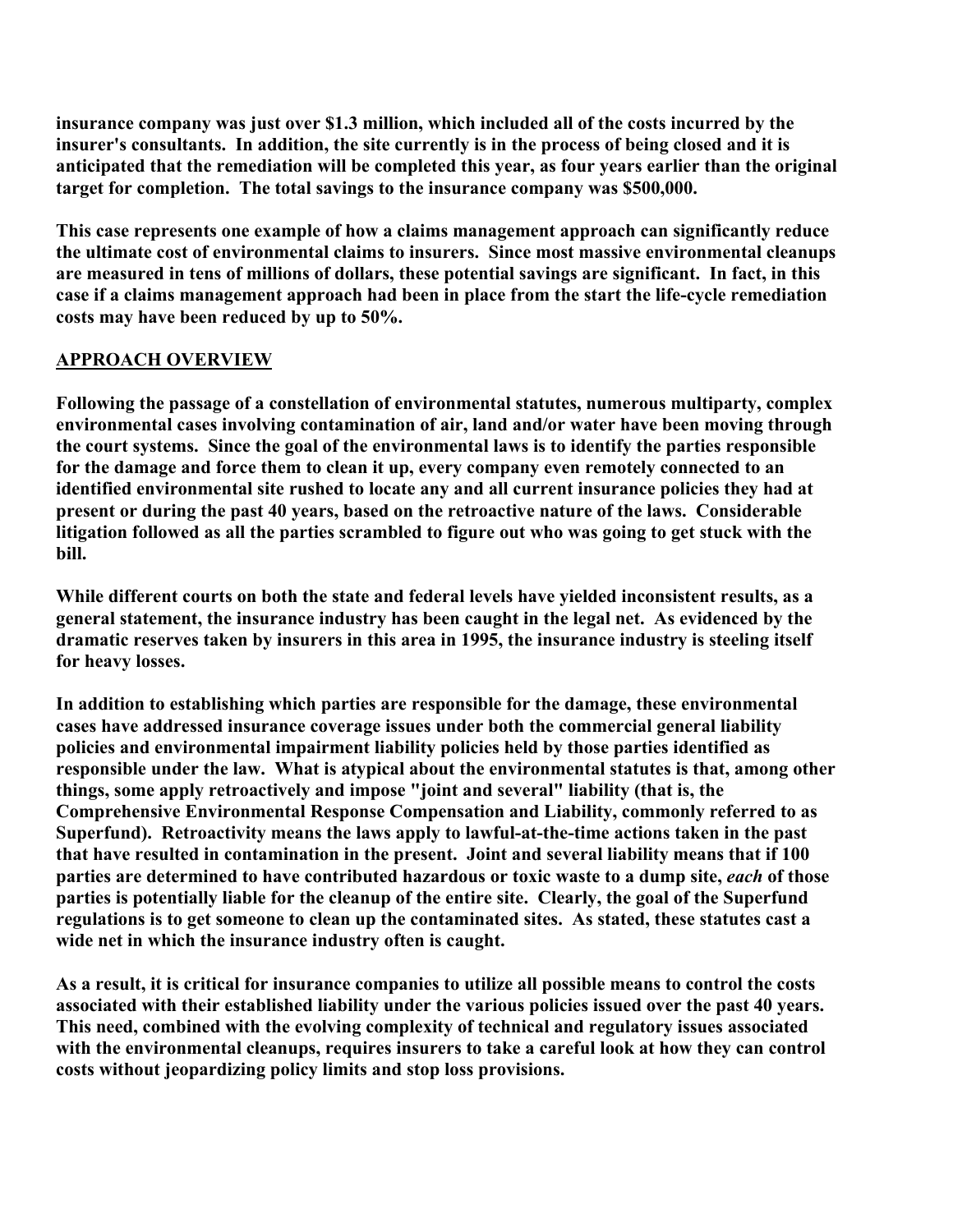**insurance company was just over $1.3 million, which included all of the costs incurred by the insurer's consultants. In addition, the site currently is in the process of being closed and it is anticipated that the remediation will be completed this year, as four years earlier than the original target for completion. The total savings to the insurance company was $500,000.**

**This case represents one example of how a claims management approach can significantly reduce the ultimate cost of environmental claims to insurers. Since most massive environmental cleanups are measured in tens of millions of dollars, these potential savings are significant. In fact, in this case if a claims management approach had been in place from the start the life-cycle remediation costs may have been reduced by up to 50%.**

## APPROACH OVERVIEW

**Following the passage of a constellation of environmental statutes, numerous multiparty, complex environmental cases involving contamination of air, land and/or water have been moving through the court systems. Since the goal of the environmental laws is to identify the parties responsible for the damage and force them to clean it up, every company even remotely connected to an identified environmental site rushed to locate any and all current insurance policies they had at present or during the past 40 years, based on the retroactive nature of the laws. Considerable litigation followed as all the parties scrambled to figure out who was going to get stuck with the bill.**

**While different courts on both the state and federal levels have yielded inconsistent results, as a general statement, the insurance industry has been caught in the legal net. As evidenced by the dramatic reserves taken by insurers in this area in 1995, the insurance industry is steeling itself for heavy losses.**

**In addition to establishing which parties are responsible for the damage, these environmental cases have addressed insurance coverage issues under both the commercial general liability policies and environmental impairment liability policies held by those parties identified as responsible under the law. What is atypical about the environmental statutes is that, among other things, some apply retroactively and impose "joint and several" liability (that is, the Comprehensive Environmental Response Compensation and Liability, commonly referred to as Superfund). Retroactivity means the laws apply to lawful-at-the-time actions taken in the past that have resulted in contamination in the present. Joint and several liability means that if 100 parties are determined to have contributed hazardous or toxic waste to a dump site, *each* of those parties is potentially liable for the cleanup of the entire site. Clearly, the goal of the Superfund regulations is to get someone to clean up the contaminated sites. As stated, these statutes cast a wide net in which the insurance industry often is caught.**

**As a result, it is critical for insurance companies to utilize all possible means to control the costs associated with their established liability under the various policies issued over the past 40 years. This need, combined with the evolving complexity of technical and regulatory issues associated with the environmental cleanups, requires insurers to take a careful look at how they can control costs without jeopardizing policy limits and stop loss provisions.**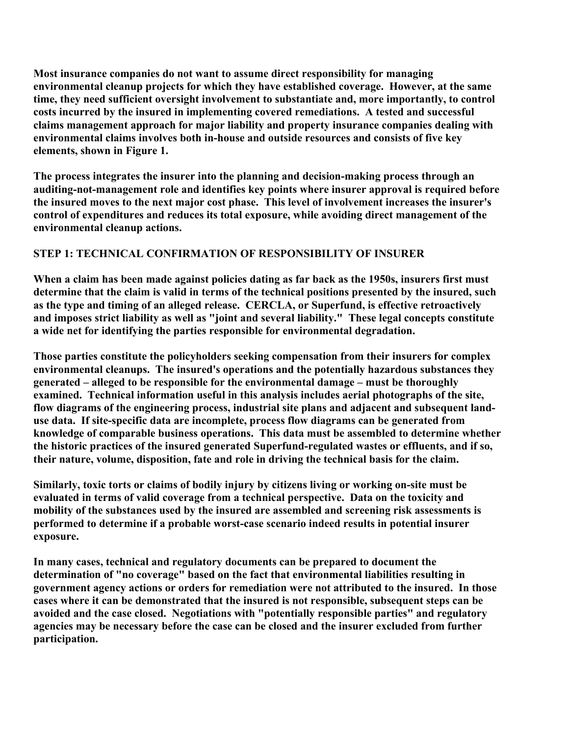**Most insurance companies do not want to assume direct responsibility for managing environmental cleanup projects for which they have established coverage. However, at the same time, they need sufficient oversight involvement to substantiate and, more importantly, to control costs incurred by the insured in implementing covered remediations. A tested and successful claims management approach for major liability and property insurance companies dealing with environmental claims involves both in-house and outside resources and consists of five key elements, shown in Figure 1.**

**The process integrates the insurer into the planning and decision-making process through an auditing-not-management role and identifies key points where insurer approval is required before the insured moves to the next major cost phase. This level of involvement increases the insurer's control of expenditures and reduces its total exposure, while avoiding direct management of the environmental cleanup actions.**

## STEP 1: TECHNICAL CONFIRMATION OF RESPONSIBILITY OF INSURER

**When a claim has been made against policies dating as far back as the 1950s, insurers first must determine that the claim is valid in terms of the technical positions presented by the insured, such as the type and timing of an alleged release. CERCLA, or Superfund, is effective retroactively and imposes strict liability as well as "joint and several liability." These legal concepts constitute a wide net for identifying the parties responsible for environmental degradation.**

**Those parties constitute the policyholders seeking compensation from their insurers for complex environmental cleanups. The insured's operations and the potentially hazardous substances they generated – alleged to be responsible for the environmental damage – must be thoroughly examined. Technical information useful in this analysis includes aerial photographs of the site, flow diagrams of the engineering process, industrial site plans and adjacent and subsequent land-use data. If site-specific data are incomplete, process flow diagrams can be generated from knowledge of comparable business operations. This data must be assembled to determine whether the historic practices of the insured generated Superfund-regulated wastes or effluents, and if so, their nature, volume, disposition, fate and role in driving the technical basis for the claim.**

**Similarly, toxic torts or claims of bodily injury by citizens living or working on-site must be evaluated in terms of valid coverage from a technical perspective. Data on the toxicity and mobility of the substances used by the insured are assembled and screening risk assessments is performed to determine if a probable worst-case scenario indeed results in potential insurer exposure.**

**In many cases, technical and regulatory documents can be prepared to document the determination of "no coverage" based on the fact that environmental liabilities resulting in government agency actions or orders for remediation were not attributed to the insured. In those cases where it can be demonstrated that the insured is not responsible, subsequent steps can be avoided and the case closed. Negotiations with "potentially responsible parties" and regulatory agencies may be necessary before the case can be closed and the insurer excluded from further participation.**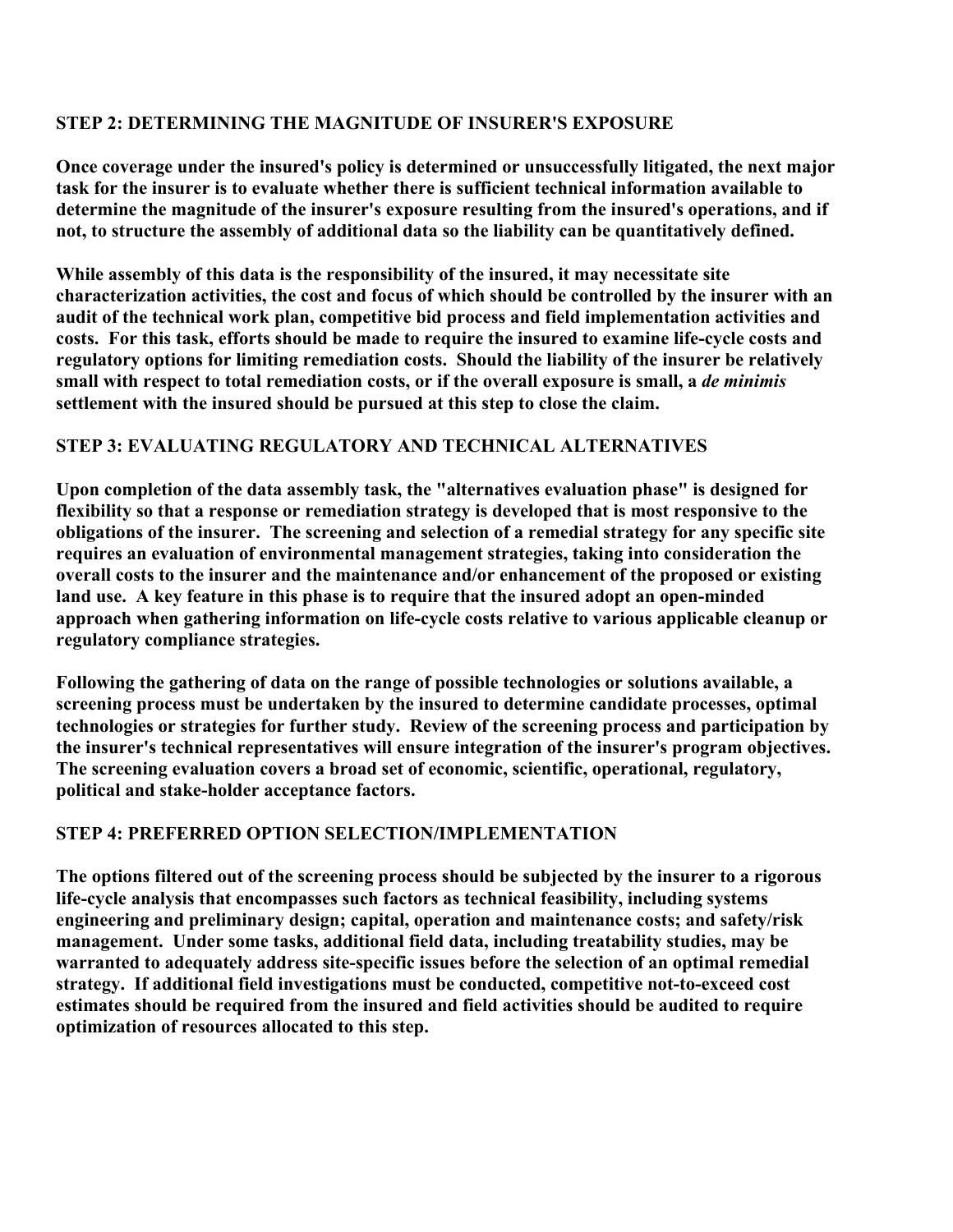## STEP 2: DETERMINING THE MAGNITUDE OF INSURER'S EXPOSURE

**Once coverage under the insured's policy is determined or unsuccessfully litigated, the next major task for the insurer is to evaluate whether there is sufficient technical information available to determine the magnitude of the insurer's exposure resulting from the insured's operations, and if not, to structure the assembly of additional data so the liability can be quantitatively defined.**

**While assembly of this data is the responsibility of the insured, it may necessitate site characterization activities, the cost and focus of which should be controlled by the insurer with an audit of the technical work plan, competitive bid process and field implementation activities and costs. For this task, efforts should be made to require the insured to examine life-cycle costs and regulatory options for limiting remediation costs. Should the liability of the insurer be relatively small with respect to total remediation costs, or if the overall exposure is small, a *de minimis* settlement with the insured should be pursued at this step to close the claim.**

## STEP 3: EVALUATING REGULATORY AND TECHNICAL ALTERNATIVES

**Upon completion of the data assembly task, the "alternatives evaluation phase" is designed for flexibility so that a response or remediation strategy is developed that is most responsive to the obligations of the insurer. The screening and selection of a remedial strategy for any specific site requires an evaluation of environmental management strategies, taking into consideration the overall costs to the insurer and the maintenance and/or enhancement of the proposed or existing land use. A key feature in this phase is to require that the insured adopt an open-minded approach when gathering information on life-cycle costs relative to various applicable cleanup or regulatory compliance strategies.**

**Following the gathering of data on the range of possible technologies or solutions available, a screening process must be undertaken by the insured to determine candidate processes, optimal technologies or strategies for further study. Review of the screening process and participation by the insurer's technical representatives will ensure integration of the insurer's program objectives. The screening evaluation covers a broad set of economic, scientific, operational, regulatory, political and stake-holder acceptance factors.**

## STEP 4: PREFERRED OPTION SELECTION/IMPLEMENTATION

**The options filtered out of the screening process should be subjected by the insurer to a rigorous life-cycle analysis that encompasses such factors as technical feasibility, including systems engineering and preliminary design; capital, operation and maintenance costs; and safety/risk management. Under some tasks, additional field data, including treatability studies, may be warranted to adequately address site-specific issues before the selection of an optimal remedial strategy. If additional field investigations must be conducted, competitive not-to-exceed cost estimates should be required from the insured and field activities should be audited to require optimization of resources allocated to this step.**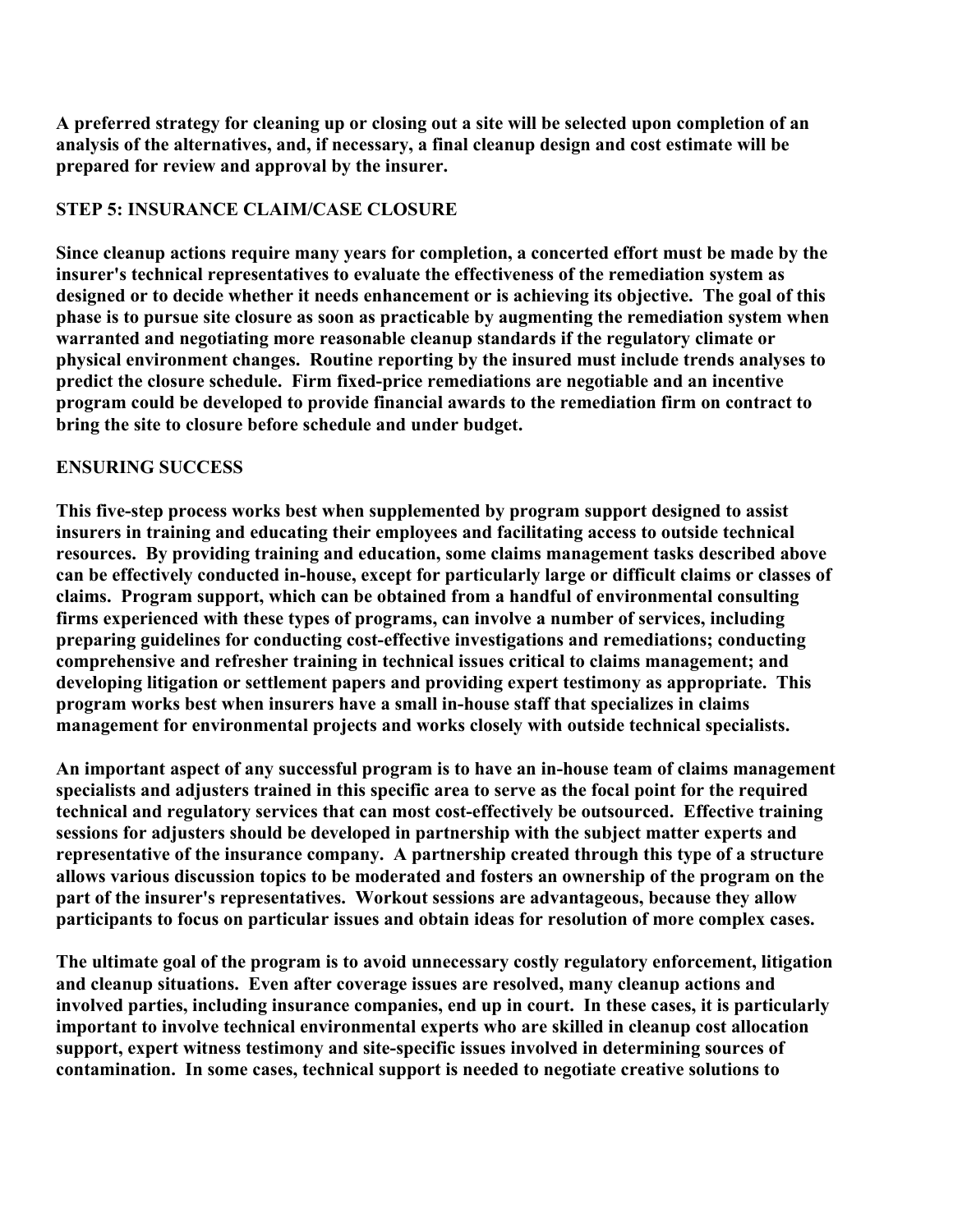**A preferred strategy for cleaning up or closing out a site will be selected upon completion of an analysis of the alternatives, and, if necessary, a final cleanup design and cost estimate will be prepared for review and approval by the insurer.**

## STEP 5: INSURANCE CLAIM/CASE CLOSURE

**Since cleanup actions require many years for completion, a concerted effort must be made by the insurer's technical representatives to evaluate the effectiveness of the remediation system as designed or to decide whether it needs enhancement or is achieving its objective. The goal of this phase is to pursue site closure as soon as practicable by augmenting the remediation system when warranted and negotiating more reasonable cleanup standards if the regulatory climate or physical environment changes. Routine reporting by the insured must include trends analyses to predict the closure schedule. Firm fixed-price remediations are negotiable and an incentive program could be developed to provide financial awards to the remediation firm on contract to bring the site to closure before schedule and under budget.**

## ENSURING SUCCESS

**This five-step process works best when supplemented by program support designed to assist insurers in training and educating their employees and facilitating access to outside technical resources. By providing training and education, some claims management tasks described above can be effectively conducted in-house, except for particularly large or difficult claims or classes of claims. Program support, which can be obtained from a handful of environmental consulting firms experienced with these types of programs, can involve a number of services, including preparing guidelines for conducting cost-effective investigations and remediations; conducting comprehensive and refresher training in technical issues critical to claims management; and developing litigation or settlement papers and providing expert testimony as appropriate. This program works best when insurers have a small in-house staff that specializes in claims management for environmental projects and works closely with outside technical specialists.**

**An important aspect of any successful program is to have an in-house team of claims management specialists and adjusters trained in this specific area to serve as the focal point for the required technical and regulatory services that can most cost-effectively be outsourced. Effective training sessions for adjusters should be developed in partnership with the subject matter experts and representative of the insurance company. A partnership created through this type of a structure allows various discussion topics to be moderated and fosters an ownership of the program on the part of the insurer's representatives. Workout sessions are advantageous, because they allow participants to focus on particular issues and obtain ideas for resolution of more complex cases.**

**The ultimate goal of the program is to avoid unnecessary costly regulatory enforcement, litigation and cleanup situations. Even after coverage issues are resolved, many cleanup actions and involved parties, including insurance companies, end up in court. In these cases, it is particularly important to involve technical environmental experts who are skilled in cleanup cost allocation support, expert witness testimony and site-specific issues involved in determining sources of contamination. In some cases, technical support is needed to negotiate creative solutions to**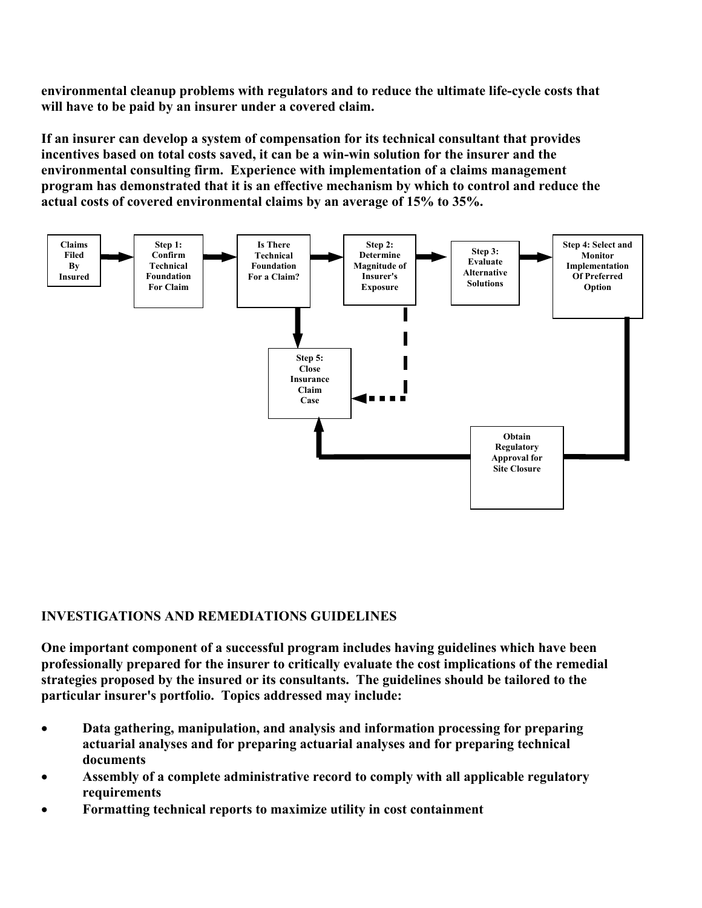**environmental cleanup problems with regulators and to reduce the ultimate life-cycle costs that will have to be paid by an insurer under a covered claim.**

**If an insurer can develop a system of compensation for its technical consultant that provides incentives based on total costs saved, it can be a win-win solution for the insurer and the environmental consulting firm. Experience with implementation of a claims management program has demonstrated that it is an effective mechanism by which to control and reduce the actual costs of covered environmental claims by an average of 15% to 35%.**

**Claims Filed By Insured** → **Step 1: Confirm Technical Foundation For Claim** → **Is There Technical Foundation For a Claim?** → **Step 2: Determine Magnitude of Insurer's Exposure** → **Step 3: Evaluate Alternative Solutions** → **Step 4: Select and Monitor Implementation Of Preferred Option** → **Obtain Regulatory Approval for Site Closure** → **Step 5: Close Insurance Claim Case**

## INVESTIGATIONS AND REMEDIATIONS GUIDELINES

**One important component of a successful program includes having guidelines which have been professionally prepared for the insurer to critically evaluate the cost implications of the remedial strategies proposed by the insured or its consultants. The guidelines should be tailored to the particular insurer's portfolio. Topics addressed may include:**

- **Data gathering, manipulation, and analysis and information processing for preparing actuarial analyses and for preparing actuarial analyses and for preparing technical documents**
- **Assembly of a complete administrative record to comply with all applicable regulatory requirements**
- **Formatting technical reports to maximize utility in cost containment**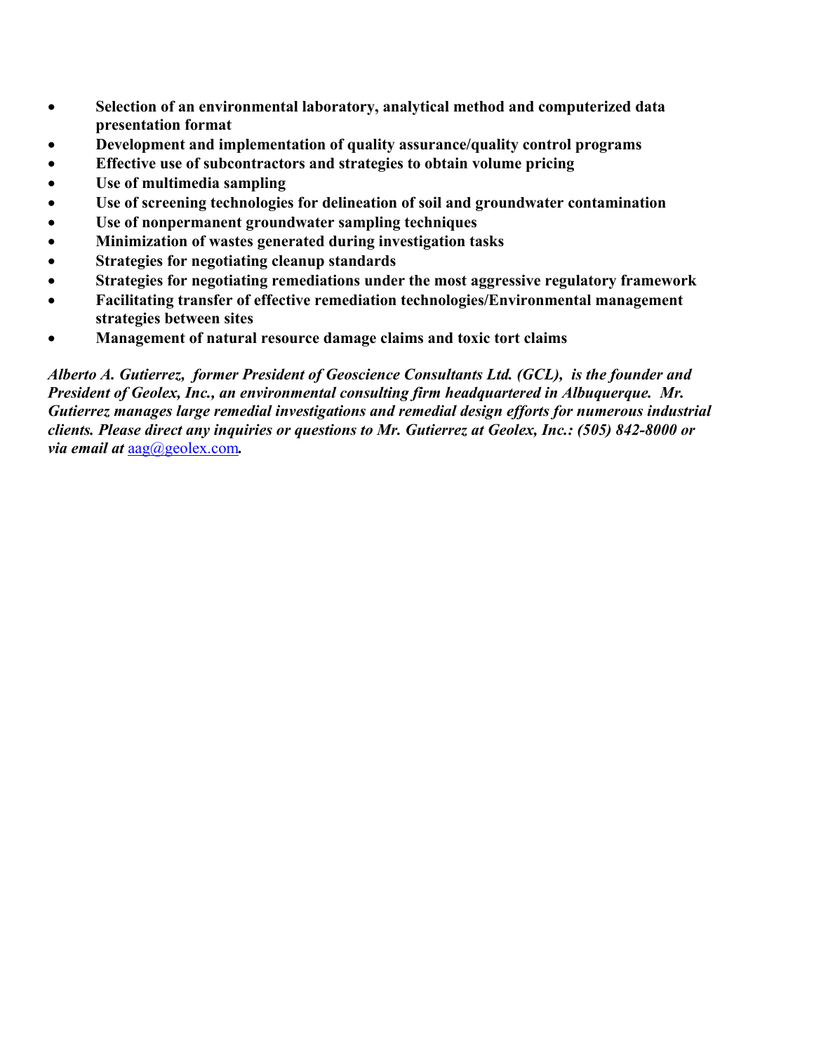- **Selection of an environmental laboratory, analytical method and computerized data presentation format**
- **Development and implementation of quality assurance/quality control programs**
- **Effective use of subcontractors and strategies to obtain volume pricing**
- **Use of multimedia sampling**
- **Use of screening technologies for delineation of soil and groundwater contamination**
- **Use of nonpermanent groundwater sampling techniques**
- **Minimization of wastes generated during investigation tasks**
- **Strategies for negotiating cleanup standards**
- **Strategies for negotiating remediations under the most aggressive regulatory framework**
- **Facilitating transfer of effective remediation technologies/Environmental management strategies between sites**
- **Management of natural resource damage claims and toxic tort claims**

***Alberto A. Gutierrez, former President of Geoscience Consultants Ltd. (GCL), is the founder and President of Geolex, Inc., an environmental consulting firm headquartered in Albuquerque. Mr. Gutierrez manages large remedial investigations and remedial design efforts for numerous industrial clients. Please direct any inquiries or questions to Mr. Gutierrez at Geolex, Inc.: (505) 842-8000 or via email at*** aag@geolex.com***.***